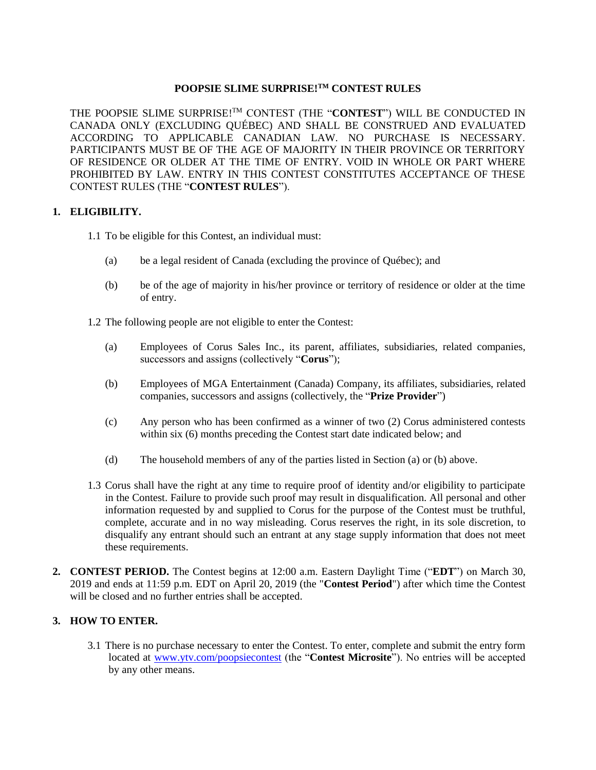# POOPSIE SLIME SURPRISE!™ CONTEST RULES

THE POOPSIE SLIME SURPRISE!™ CONTEST (THE "**CONTEST**") WILL BE CONDUCTED IN CANADA ONLY (EXCLUDING QUÉBEC) AND SHALL BE CONSTRUED AND EVALUATED ACCORDING TO APPLICABLE CANADIAN LAW. NO PURCHASE IS NECESSARY. PARTICIPANTS MUST BE OF THE AGE OF MAJORITY IN THEIR PROVINCE OR TERRITORY OF RESIDENCE OR OLDER AT THE TIME OF ENTRY. VOID IN WHOLE OR PART WHERE PROHIBITED BY LAW. ENTRY IN THIS CONTEST CONSTITUTES ACCEPTANCE OF THESE CONTEST RULES (THE "**CONTEST RULES**").

## 1. ELIGIBILITY.

1.1 To be eligible for this Contest, an individual must:

(a) be a legal resident of Canada (excluding the province of Québec); and

(b) be of the age of majority in his/her province or territory of residence or older at the time of entry.

1.2 The following people are not eligible to enter the Contest:

(a) Employees of Corus Sales Inc., its parent, affiliates, subsidiaries, related companies, successors and assigns (collectively "**Corus**");

(b) Employees of MGA Entertainment (Canada) Company, its affiliates, subsidiaries, related companies, successors and assigns (collectively, the "**Prize Provider**")

(c) Any person who has been confirmed as a winner of two (2) Corus administered contests within six (6) months preceding the Contest start date indicated below; and

(d) The household members of any of the parties listed in Section (a) or (b) above.

1.3 Corus shall have the right at any time to require proof of identity and/or eligibility to participate in the Contest. Failure to provide such proof may result in disqualification. All personal and other information requested by and supplied to Corus for the purpose of the Contest must be truthful, complete, accurate and in no way misleading. Corus reserves the right, in its sole discretion, to disqualify any entrant should such an entrant at any stage supply information that does not meet these requirements.

## 2. CONTEST PERIOD.

The Contest begins at 12:00 a.m. Eastern Daylight Time ("**EDT**") on March 30, 2019 and ends at 11:59 p.m. EDT on April 20, 2019 (the "**Contest Period**") after which time the Contest will be closed and no further entries shall be accepted.

## 3. HOW TO ENTER.

3.1 There is no purchase necessary to enter the Contest. To enter, complete and submit the entry form located at [www.ytv.com/poopsiecontest](www.ytv.com/poopsiecontest) (the "**Contest Microsite**"). No entries will be accepted by any other means.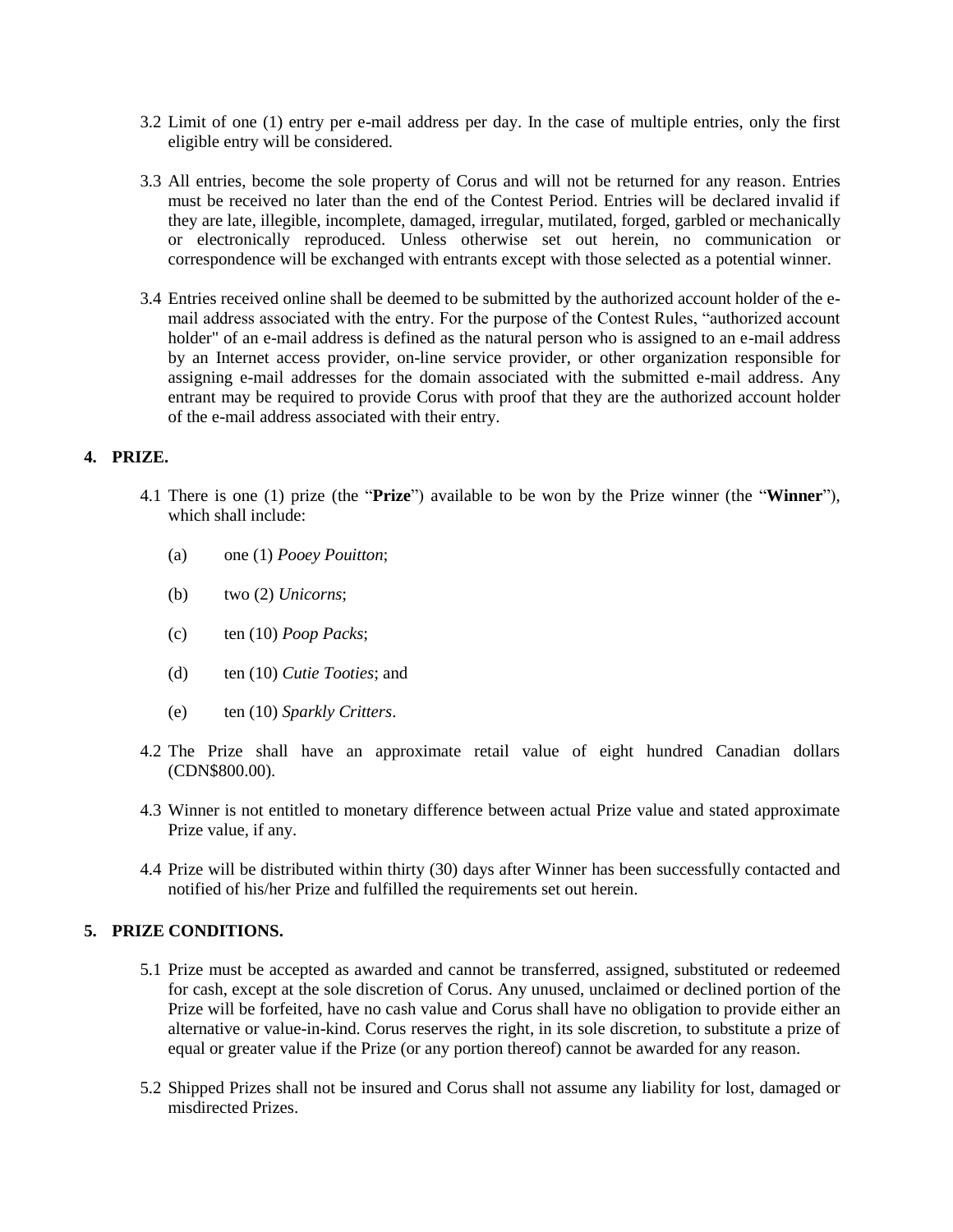3.2 Limit of one (1) entry per e-mail address per day. In the case of multiple entries, only the first eligible entry will be considered.

3.3 All entries, become the sole property of Corus and will not be returned for any reason. Entries must be received no later than the end of the Contest Period. Entries will be declared invalid if they are late, illegible, incomplete, damaged, irregular, mutilated, forged, garbled or mechanically or electronically reproduced. Unless otherwise set out herein, no communication or correspondence will be exchanged with entrants except with those selected as a potential winner.

3.4 Entries received online shall be deemed to be submitted by the authorized account holder of the e-mail address associated with the entry. For the purpose of the Contest Rules, "authorized account holder" of an e-mail address is defined as the natural person who is assigned to an e-mail address by an Internet access provider, on-line service provider, or other organization responsible for assigning e-mail addresses for the domain associated with the submitted e-mail address. Any entrant may be required to provide Corus with proof that they are the authorized account holder of the e-mail address associated with their entry.

## 4. PRIZE.

4.1 There is one (1) prize (the "**Prize**") available to be won by the Prize winner (the "**Winner**"), which shall include:

(a) one (1) *Pooey Pouitton*;

(b) two (2) *Unicorns*;

(c) ten (10) *Poop Packs*;

(d) ten (10) *Cutie Tooties*; and

(e) ten (10) *Sparkly Critters*.

4.2 The Prize shall have an approximate retail value of eight hundred Canadian dollars (CDN$800.00).

4.3 Winner is not entitled to monetary difference between actual Prize value and stated approximate Prize value, if any.

4.4 Prize will be distributed within thirty (30) days after Winner has been successfully contacted and notified of his/her Prize and fulfilled the requirements set out herein.

## 5. PRIZE CONDITIONS.

5.1 Prize must be accepted as awarded and cannot be transferred, assigned, substituted or redeemed for cash, except at the sole discretion of Corus. Any unused, unclaimed or declined portion of the Prize will be forfeited, have no cash value and Corus shall have no obligation to provide either an alternative or value-in-kind. Corus reserves the right, in its sole discretion, to substitute a prize of equal or greater value if the Prize (or any portion thereof) cannot be awarded for any reason.

5.2 Shipped Prizes shall not be insured and Corus shall not assume any liability for lost, damaged or misdirected Prizes.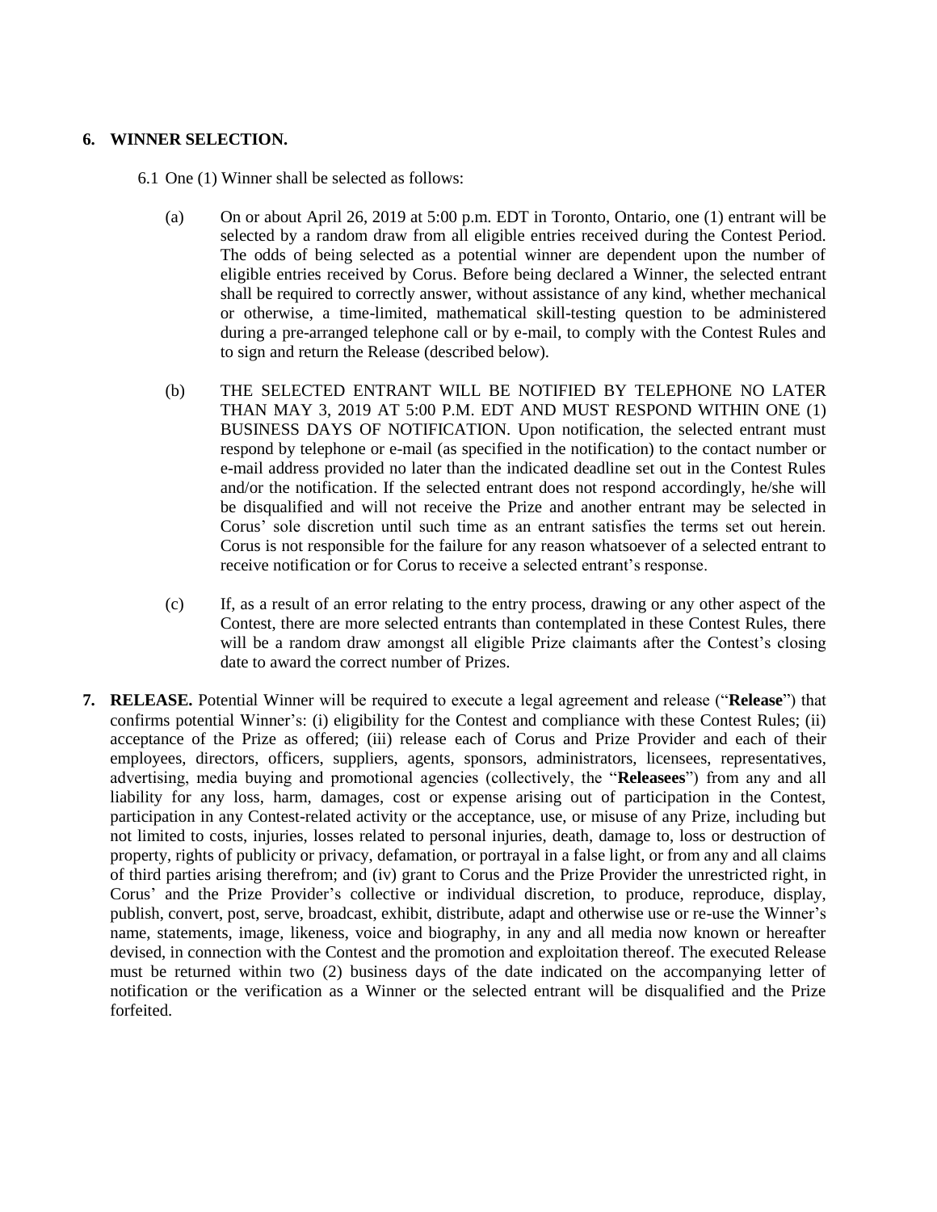**6. WINNER SELECTION.**

6.1 One (1) Winner shall be selected as follows:

(a) On or about April 26, 2019 at 5:00 p.m. EDT in Toronto, Ontario, one (1) entrant will be selected by a random draw from all eligible entries received during the Contest Period. The odds of being selected as a potential winner are dependent upon the number of eligible entries received by Corus. Before being declared a Winner, the selected entrant shall be required to correctly answer, without assistance of any kind, whether mechanical or otherwise, a time-limited, mathematical skill-testing question to be administered during a pre-arranged telephone call or by e-mail, to comply with the Contest Rules and to sign and return the Release (described below).

(b) THE SELECTED ENTRANT WILL BE NOTIFIED BY TELEPHONE NO LATER THAN MAY 3, 2019 AT 5:00 P.M. EDT AND MUST RESPOND WITHIN ONE (1) BUSINESS DAYS OF NOTIFICATION. Upon notification, the selected entrant must respond by telephone or e-mail (as specified in the notification) to the contact number or e-mail address provided no later than the indicated deadline set out in the Contest Rules and/or the notification. If the selected entrant does not respond accordingly, he/she will be disqualified and will not receive the Prize and another entrant may be selected in Corus' sole discretion until such time as an entrant satisfies the terms set out herein. Corus is not responsible for the failure for any reason whatsoever of a selected entrant to receive notification or for Corus to receive a selected entrant's response.

(c) If, as a result of an error relating to the entry process, drawing or any other aspect of the Contest, there are more selected entrants than contemplated in these Contest Rules, there will be a random draw amongst all eligible Prize claimants after the Contest's closing date to award the correct number of Prizes.

**7. RELEASE.** Potential Winner will be required to execute a legal agreement and release ("**Release**") that confirms potential Winner's: (i) eligibility for the Contest and compliance with these Contest Rules; (ii) acceptance of the Prize as offered; (iii) release each of Corus and Prize Provider and each of their employees, directors, officers, suppliers, agents, sponsors, administrators, licensees, representatives, advertising, media buying and promotional agencies (collectively, the "**Releasees**") from any and all liability for any loss, harm, damages, cost or expense arising out of participation in the Contest, participation in any Contest-related activity or the acceptance, use, or misuse of any Prize, including but not limited to costs, injuries, losses related to personal injuries, death, damage to, loss or destruction of property, rights of publicity or privacy, defamation, or portrayal in a false light, or from any and all claims of third parties arising therefrom; and (iv) grant to Corus and the Prize Provider the unrestricted right, in Corus' and the Prize Provider's collective or individual discretion, to produce, reproduce, display, publish, convert, post, serve, broadcast, exhibit, distribute, adapt and otherwise use or re-use the Winner's name, statements, image, likeness, voice and biography, in any and all media now known or hereafter devised, in connection with the Contest and the promotion and exploitation thereof. The executed Release must be returned within two (2) business days of the date indicated on the accompanying letter of notification or the verification as a Winner or the selected entrant will be disqualified and the Prize forfeited.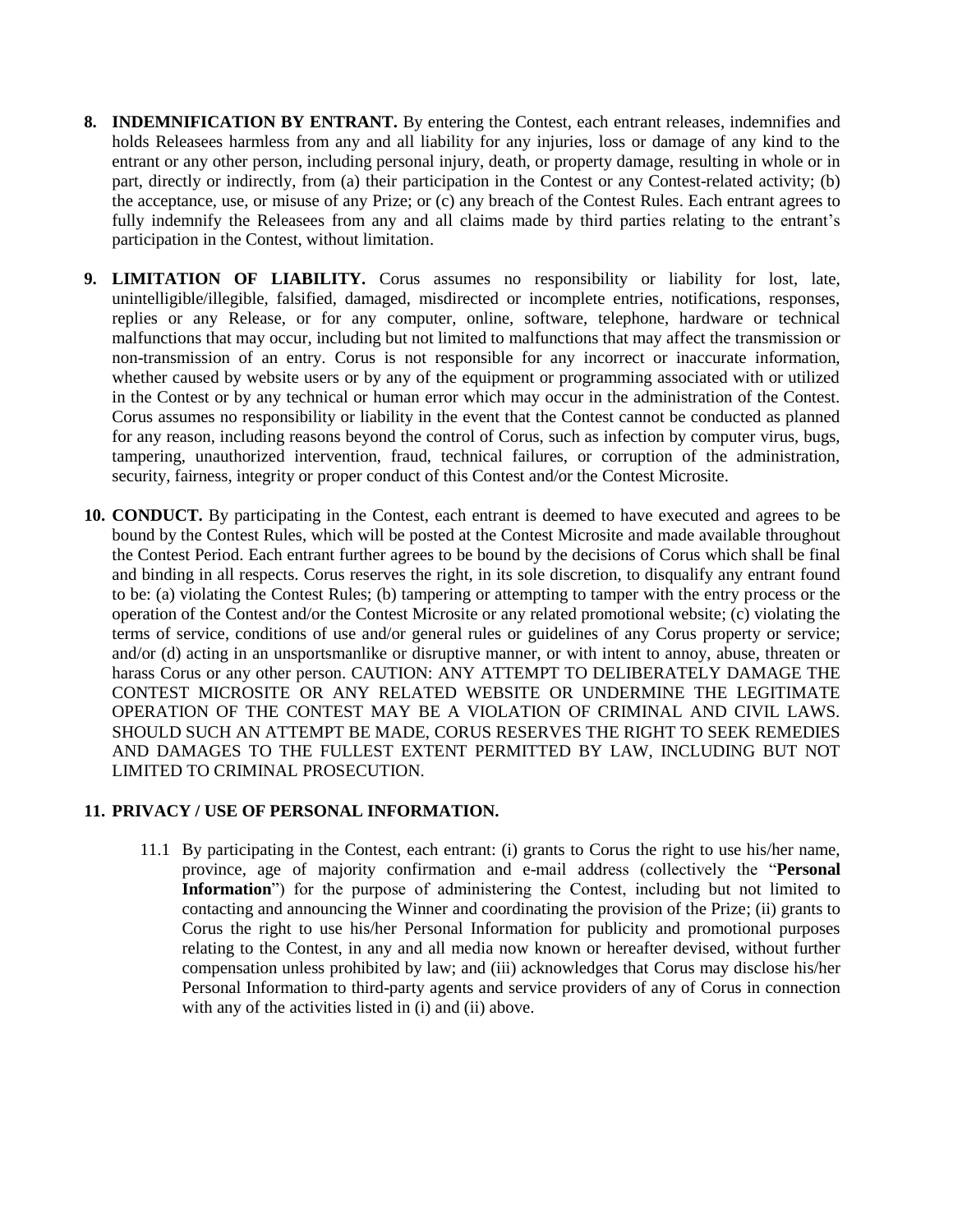8. **INDEMNIFICATION BY ENTRANT.** By entering the Contest, each entrant releases, indemnifies and holds Releasees harmless from any and all liability for any injuries, loss or damage of any kind to the entrant or any other person, including personal injury, death, or property damage, resulting in whole or in part, directly or indirectly, from (a) their participation in the Contest or any Contest-related activity; (b) the acceptance, use, or misuse of any Prize; or (c) any breach of the Contest Rules. Each entrant agrees to fully indemnify the Releasees from any and all claims made by third parties relating to the entrant's participation in the Contest, without limitation.

9. **LIMITATION OF LIABILITY.** Corus assumes no responsibility or liability for lost, late, unintelligible/illegible, falsified, damaged, misdirected or incomplete entries, notifications, responses, replies or any Release, or for any computer, online, software, telephone, hardware or technical malfunctions that may occur, including but not limited to malfunctions that may affect the transmission or non-transmission of an entry. Corus is not responsible for any incorrect or inaccurate information, whether caused by website users or by any of the equipment or programming associated with or utilized in the Contest or by any technical or human error which may occur in the administration of the Contest. Corus assumes no responsibility or liability in the event that the Contest cannot be conducted as planned for any reason, including reasons beyond the control of Corus, such as infection by computer virus, bugs, tampering, unauthorized intervention, fraud, technical failures, or corruption of the administration, security, fairness, integrity or proper conduct of this Contest and/or the Contest Microsite.

10. **CONDUCT.** By participating in the Contest, each entrant is deemed to have executed and agrees to be bound by the Contest Rules, which will be posted at the Contest Microsite and made available throughout the Contest Period. Each entrant further agrees to be bound by the decisions of Corus which shall be final and binding in all respects. Corus reserves the right, in its sole discretion, to disqualify any entrant found to be: (a) violating the Contest Rules; (b) tampering or attempting to tamper with the entry process or the operation of the Contest and/or the Contest Microsite or any related promotional website; (c) violating the terms of service, conditions of use and/or general rules or guidelines of any Corus property or service; and/or (d) acting in an unsportsmanlike or disruptive manner, or with intent to annoy, abuse, threaten or harass Corus or any other person. CAUTION: ANY ATTEMPT TO DELIBERATELY DAMAGE THE CONTEST MICROSITE OR ANY RELATED WEBSITE OR UNDERMINE THE LEGITIMATE OPERATION OF THE CONTEST MAY BE A VIOLATION OF CRIMINAL AND CIVIL LAWS. SHOULD SUCH AN ATTEMPT BE MADE, CORUS RESERVES THE RIGHT TO SEEK REMEDIES AND DAMAGES TO THE FULLEST EXTENT PERMITTED BY LAW, INCLUDING BUT NOT LIMITED TO CRIMINAL PROSECUTION.

11. **PRIVACY / USE OF PERSONAL INFORMATION.**

    11.1 By participating in the Contest, each entrant: (i) grants to Corus the right to use his/her name, province, age of majority confirmation and e-mail address (collectively the "**Personal Information**") for the purpose of administering the Contest, including but not limited to contacting and announcing the Winner and coordinating the provision of the Prize; (ii) grants to Corus the right to use his/her Personal Information for publicity and promotional purposes relating to the Contest, in any and all media now known or hereafter devised, without further compensation unless prohibited by law; and (iii) acknowledges that Corus may disclose his/her Personal Information to third-party agents and service providers of any of Corus in connection with any of the activities listed in (i) and (ii) above.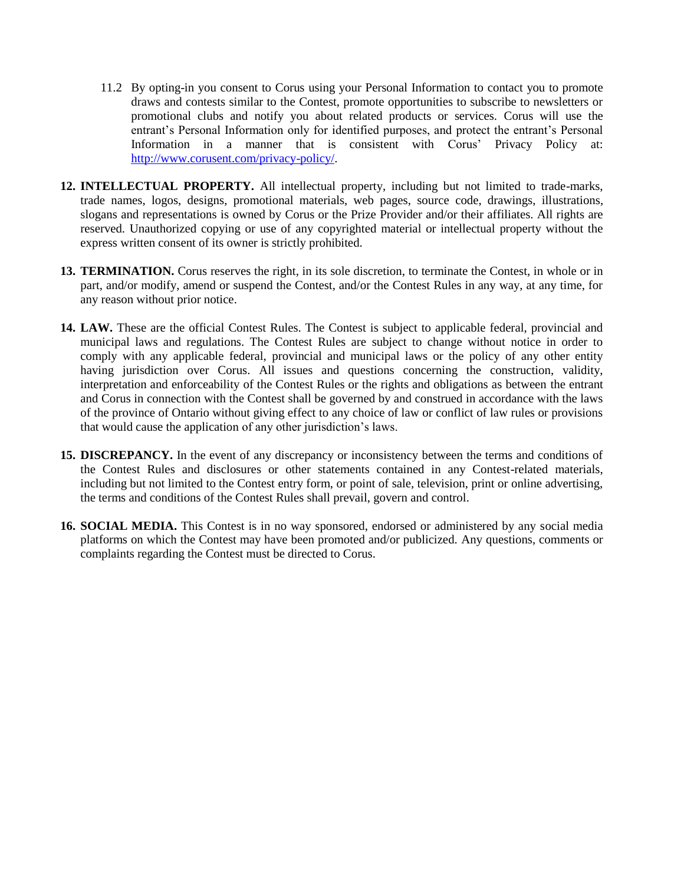11.2 By opting-in you consent to Corus using your Personal Information to contact you to promote draws and contests similar to the Contest, promote opportunities to subscribe to newsletters or promotional clubs and notify you about related products or services. Corus will use the entrant's Personal Information only for identified purposes, and protect the entrant's Personal Information in a manner that is consistent with Corus' Privacy Policy at: [http://www.corusent.com/privacy-policy/](http://www.corusent.com/privacy-policy/).

12. **INTELLECTUAL PROPERTY.** All intellectual property, including but not limited to trade-marks, trade names, logos, designs, promotional materials, web pages, source code, drawings, illustrations, slogans and representations is owned by Corus or the Prize Provider and/or their affiliates. All rights are reserved. Unauthorized copying or use of any copyrighted material or intellectual property without the express written consent of its owner is strictly prohibited.

13. **TERMINATION.** Corus reserves the right, in its sole discretion, to terminate the Contest, in whole or in part, and/or modify, amend or suspend the Contest, and/or the Contest Rules in any way, at any time, for any reason without prior notice.

14. **LAW.** These are the official Contest Rules. The Contest is subject to applicable federal, provincial and municipal laws and regulations. The Contest Rules are subject to change without notice in order to comply with any applicable federal, provincial and municipal laws or the policy of any other entity having jurisdiction over Corus. All issues and questions concerning the construction, validity, interpretation and enforceability of the Contest Rules or the rights and obligations as between the entrant and Corus in connection with the Contest shall be governed by and construed in accordance with the laws of the province of Ontario without giving effect to any choice of law or conflict of law rules or provisions that would cause the application of any other jurisdiction's laws.

15. **DISCREPANCY.** In the event of any discrepancy or inconsistency between the terms and conditions of the Contest Rules and disclosures or other statements contained in any Contest-related materials, including but not limited to the Contest entry form, or point of sale, television, print or online advertising, the terms and conditions of the Contest Rules shall prevail, govern and control.

16. **SOCIAL MEDIA.** This Contest is in no way sponsored, endorsed or administered by any social media platforms on which the Contest may have been promoted and/or publicized. Any questions, comments or complaints regarding the Contest must be directed to Corus.